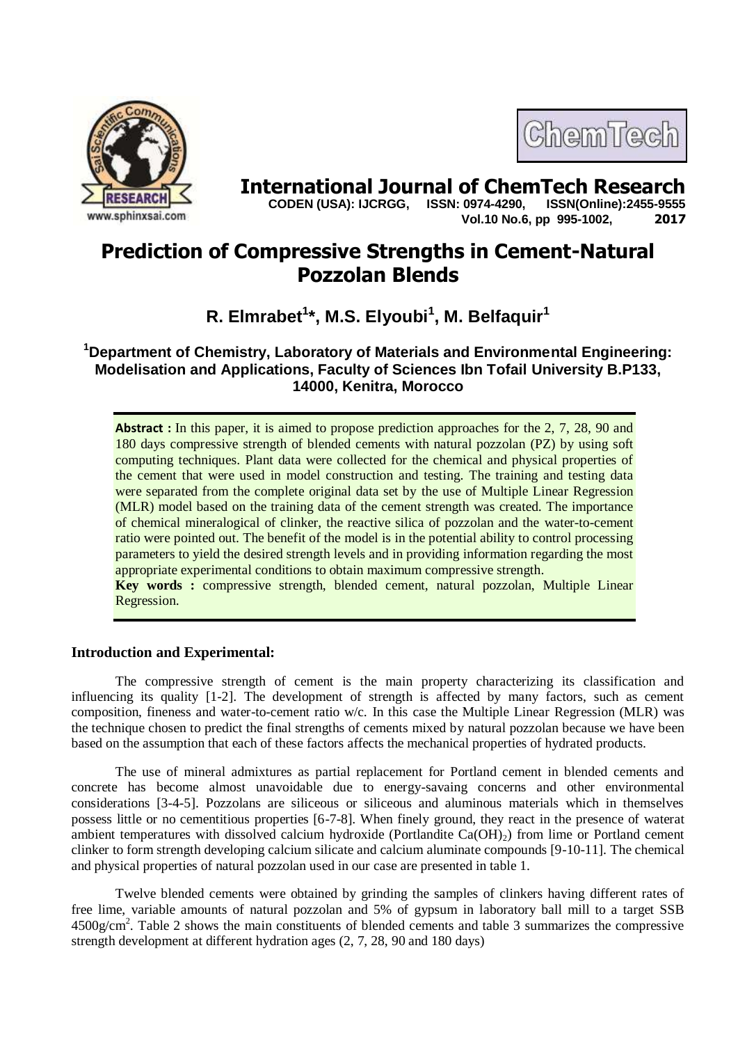# Prediction of Compressive Strengths in Cement-Natural Pozzolan Blends

**R. Elmrabet[1]*, M.S. Elyoubi[1], M. Belfaquir[1]**

[1]**Department of Chemistry, Laboratory of Materials and Environmental Engineering: Modelisation and Applications, Faculty of Sciences Ibn Tofail University B.P133, 14000, Kenitra, Morocco**

**Abstract :** In this paper, it is aimed to propose prediction approaches for the 2, 7, 28, 90 and 180 days compressive strength of blended cements with natural pozzolan (PZ) by using soft computing techniques. Plant data were collected for the chemical and physical properties of the cement that were used in model construction and testing. The training and testing data were separated from the complete original data set by the use of Multiple Linear Regression (MLR) model based on the training data of the cement strength was created. The importance of chemical mineralogical of clinker, the reactive silica of pozzolan and the water-to-cement ratio were pointed out. The benefit of the model is in the potential ability to control processing parameters to yield the desired strength levels and in providing information regarding the most appropriate experimental conditions to obtain maximum compressive strength.

**Key words :** compressive strength, blended cement, natural pozzolan, Multiple Linear Regression.

## Introduction and Experimental:

The compressive strength of cement is the main property characterizing its classification and influencing its quality [1-2]. The development of strength is affected by many factors, such as cement composition, fineness and water-to-cement ratio w/c. In this case the Multiple Linear Regression (MLR) was the technique chosen to predict the final strengths of cements mixed by natural pozzolan because we have been based on the assumption that each of these factors affects the mechanical properties of hydrated products.

The use of mineral admixtures as partial replacement for Portland cement in blended cements and concrete has become almost unavoidable due to energy-savaing concerns and other environmental considerations [3-4-5]. Pozzolans are siliceous or siliceous and aluminous materials which in themselves possess little or no cementitious properties [6-7-8]. When finely ground, they react in the presence of waterat ambient temperatures with dissolved calcium hydroxide (Portlandite $Ca(OH)_2$) from lime or Portland cement clinker to form strength developing calcium silicate and calcium aluminate compounds [9-10-11]. The chemical and physical properties of natural pozzolan used in our case are presented in table 1.

Twelve blended cements were obtained by grinding the samples of clinkers having different rates of free lime, variable amounts of natural pozzolan and 5% of gypsum in laboratory ball mill to a target SSB $4500 g/cm^2$. Table 2 shows the main constituents of blended cements and table 3 summarizes the compressive strength development at different hydration ages (2, 7, 28, 90 and 180 days)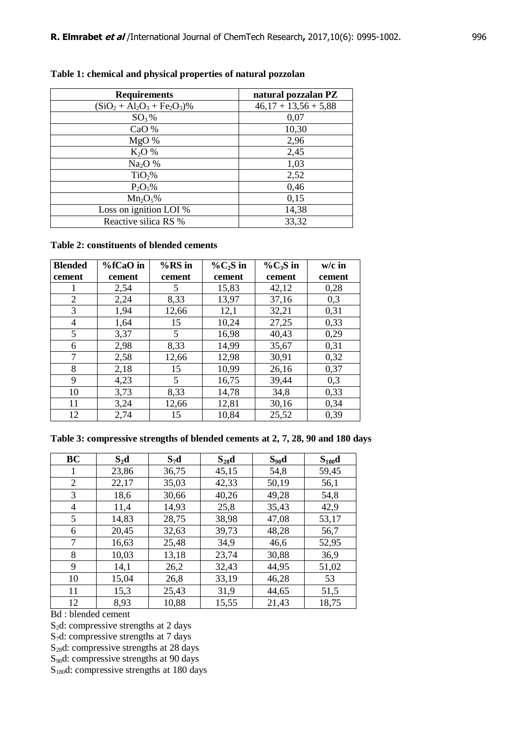**Table 1: chemical and physical properties of natural pozzolan**

| Requirements | natural pozzalan PZ |
|---|---|
| $(SiO_2 + Al_2O_3 + Fe_2O_3)$% | 46,17 + 13,56 + 5,88 |
| $SO_3$ % | 0,07 |
| CaO % | 10,30 |
| MgO % | 2,96 |
| $K_2O$ % | 2,45 |
| $Na_2O$ % | 1,03 |
| $TiO_2$% | 2,52 |
| $P_2O_5$% | 0,46 |
| $Mn_2O_5$% | 0,15 |
| Loss on ignition LOI % | 14,38 |
| Reactive silica RS % | 33,32 |

**Table 2: constituents of blended cements**

| Blended cement | %fCaO in cement | %RS in cement | %$C_2S$ in cement | %$C_3S$ in cement | w/c in cement |
|---|---|---|---|---|---|
| 1 | 2,54 | 5 | 15,83 | 42,12 | 0,28 |
| 2 | 2,24 | 8,33 | 13,97 | 37,16 | 0,3 |
| 3 | 1,94 | 12,66 | 12,1 | 32,21 | 0,31 |
| 4 | 1,64 | 15 | 10,24 | 27,25 | 0,33 |
| 5 | 3,37 | 5 | 16,98 | 40,43 | 0,29 |
| 6 | 2,98 | 8,33 | 14,99 | 35,67 | 0,31 |
| 7 | 2,58 | 12,66 | 12,98 | 30,91 | 0,32 |
| 8 | 2,18 | 15 | 10,99 | 26,16 | 0,37 |
| 9 | 4,23 | 5 | 16,75 | 39,44 | 0,3 |
| 10 | 3,73 | 8,33 | 14,78 | 34,8 | 0,33 |
| 11 | 3,24 | 12,66 | 12,81 | 30,16 | 0,34 |
| 12 | 2,74 | 15 | 10,84 | 25,52 | 0,39 |

**Table 3: compressive strengths of blended cements at 2, 7, 28, 90 and 180 days**

| BC | $S_2$d | $S_7$d | $S_{28}$d | $S_{90}$d | $S_{180}$d |
|---|---|---|---|---|---|
| 1 | 23,86 | 36,75 | 45,15 | 54,8 | 59,45 |
| 2 | 22,17 | 35,03 | 42,33 | 50,19 | 56,1 |
| 3 | 18,6 | 30,66 | 40,26 | 49,28 | 54,8 |
| 4 | 11,4 | 14,93 | 25,8 | 35,43 | 42,9 |
| 5 | 14,83 | 28,75 | 38,98 | 47,08 | 53,17 |
| 6 | 20,45 | 32,63 | 39,73 | 48,28 | 56,7 |
| 7 | 16,63 | 25,48 | 34,9 | 46,6 | 52,95 |
| 8 | 10,03 | 13,18 | 23,74 | 30,88 | 36,9 |
| 9 | 14,1 | 26,2 | 32,43 | 44,95 | 51,02 |
| 10 | 15,04 | 26,8 | 33,19 | 46,28 | 53 |
| 11 | 15,3 | 25,43 | 31,9 | 44,65 | 51,5 |
| 12 | 8,93 | 10,88 | 15,55 | 21,43 | 18,75 |

Bd : blended cement

$S_2$d: compressive strengths at 2 days

$S_7$d: compressive strengths at 7 days

$S_{28}$d: compressive strengths at 28 days

$S_{90}$d: compressive strengths at 90 days

$S_{180}$d: compressive strengths at 180 days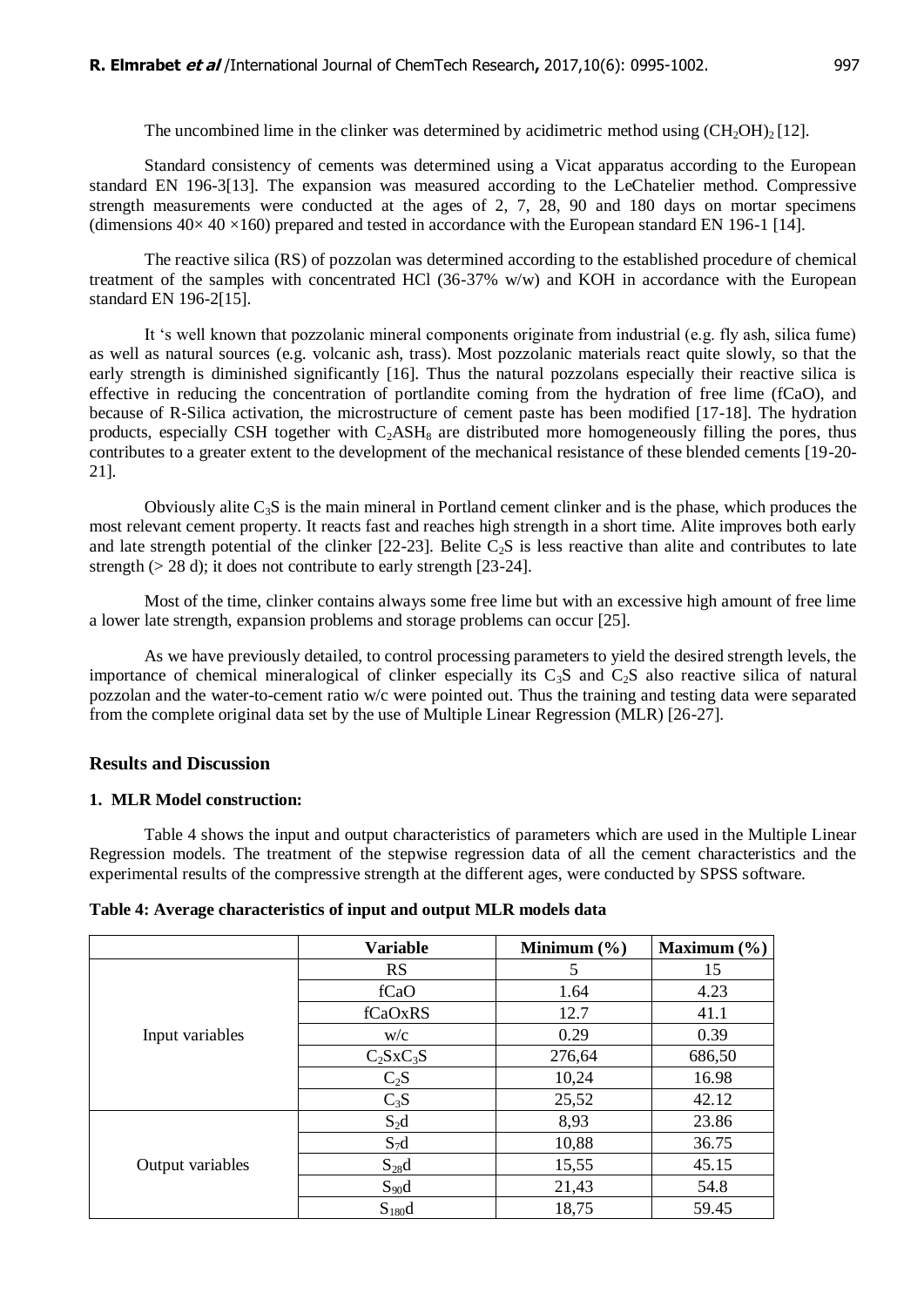The uncombined lime in the clinker was determined by acidimetric method using $(CH_2OH)_2$ [12].

Standard consistency of cements was determined using a Vicat apparatus according to the European standard EN 196-3[13]. The expansion was measured according to the LeChatelier method. Compressive strength measurements were conducted at the ages of 2, 7, 28, 90 and 180 days on mortar specimens (dimensions $40\times 40\times 160$) prepared and tested in accordance with the European standard EN 196-1 [14].

The reactive silica (RS) of pozzolan was determined according to the established procedure of chemical treatment of the samples with concentrated HCl (36-37% w/w) and KOH in accordance with the European standard EN 196-2[15].

It 's well known that pozzolanic mineral components originate from industrial (e.g. fly ash, silica fume) as well as natural sources (e.g. volcanic ash, trass). Most pozzolanic materials react quite slowly, so that the early strength is diminished significantly [16]. Thus the natural pozzolans especially their reactive silica is effective in reducing the concentration of portlandite coming from the hydration of free lime (fCaO), and because of R-Silica activation, the microstructure of cement paste has been modified [17-18]. The hydration products, especially CSH together with $C_2ASH_8$ are distributed more homogeneously filling the pores, thus contributes to a greater extent to the development of the mechanical resistance of these blended cements [19-20-21].

Obviously alite $C_3S$ is the main mineral in Portland cement clinker and is the phase, which produces the most relevant cement property. It reacts fast and reaches high strength in a short time. Alite improves both early and late strength potential of the clinker [22-23]. Belite $C_2S$ is less reactive than alite and contributes to late strength (> 28 d); it does not contribute to early strength [23-24].

Most of the time, clinker contains always some free lime but with an excessive high amount of free lime a lower late strength, expansion problems and storage problems can occur [25].

As we have previously detailed, to control processing parameters to yield the desired strength levels, the importance of chemical mineralogical of clinker especially its $C_3S$ and $C_2S$ also reactive silica of natural pozzolan and the water-to-cement ratio w/c were pointed out. Thus the training and testing data were separated from the complete original data set by the use of Multiple Linear Regression (MLR) [26-27].

## Results and Discussion

### 1. MLR Model construction:

Table 4 shows the input and output characteristics of parameters which are used in the Multiple Linear Regression models. The treatment of the stepwise regression data of all the cement characteristics and the experimental results of the compressive strength at the different ages, were conducted by SPSS software.

**Table 4: Average characteristics of input and output MLR models data**

| | Variable | Minimum (%) | Maximum (%) |
|---|---|---|---|
| Input variables | RS | 5 | 15 |
| | fCaO | 1.64 | 4.23 |
| | fCaOxRS | 12.7 | 41.1 |
| | w/c | 0.29 | 0.39 |
| | $C_2SxC_3S$ | 276,64 | 686,50 |
| | $C_2S$ | 10,24 | 16.98 |
| | $C_3S$ | 25,52 | 42.12 |
| Output variables | $S_2d$ | 8,93 | 23.86 |
| | $S_7d$ | 10,88 | 36.75 |
| | $S_{28}d$ | 15,55 | 45.15 |
| | $S_{90}d$ | 21,43 | 54.8 |
| | $S_{180}d$ | 18,75 | 59.45 |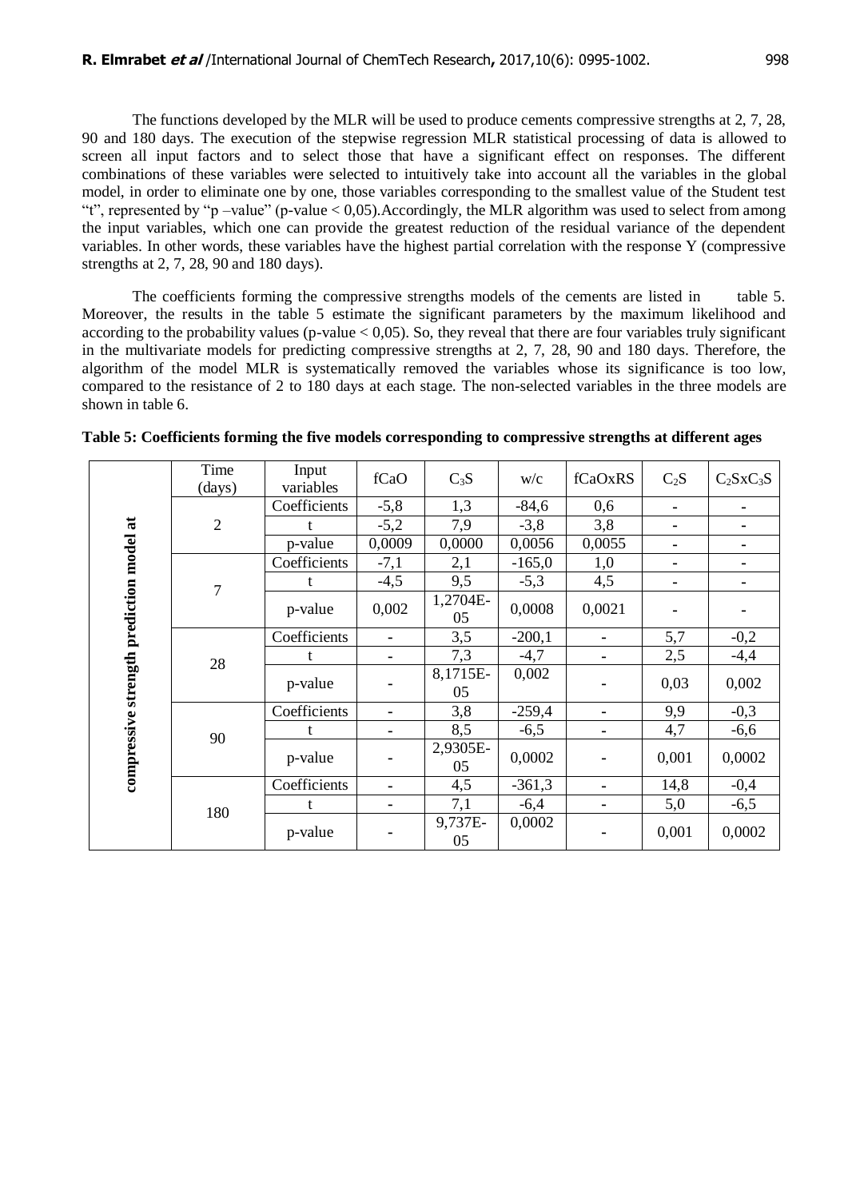The functions developed by the MLR will be used to produce cements compressive strengths at 2, 7, 28, 90 and 180 days. The execution of the stepwise regression MLR statistical processing of data is allowed to screen all input factors and to select those that have a significant effect on responses. The different combinations of these variables were selected to intuitively take into account all the variables in the global model, in order to eliminate one by one, those variables corresponding to the smallest value of the Student test "t", represented by "p –value" (p-value < 0,05).Accordingly, the MLR algorithm was used to select from among the input variables, which one can provide the greatest reduction of the residual variance of the dependent variables. In other words, these variables have the highest partial correlation with the response Y (compressive strengths at 2, 7, 28, 90 and 180 days).

The coefficients forming the compressive strengths models of the cements are listed in table 5. Moreover, the results in the table 5 estimate the significant parameters by the maximum likelihood and according to the probability values (p-value < 0,05). So, they reveal that there are four variables truly significant in the multivariate models for predicting compressive strengths at 2, 7, 28, 90 and 180 days. Therefore, the algorithm of the model MLR is systematically removed the variables whose its significance is too low, compared to the resistance of 2 to 180 days at each stage. The non-selected variables in the three models are shown in table 6.

**Table 5: Coefficients forming the five models corresponding to compressive strengths at different ages**

| | Time (days) | Input variables | fCaO | $C_3S$ | w/c | fCaOxRS | $C_2S$ | $C_2SxC_3S$ |
|---|---|---|---|---|---|---|---|---|
| compressive strength prediction model at | 2 | Coefficients | -5,8 | 1,3 | -84,6 | 0,6 | - | - |
| | | t | -5,2 | 7,9 | -3,8 | 3,8 | - | - |
| | | p-value | 0,0009 | 0,0000 | 0,0056 | 0,0055 | - | - |
| | 7 | Coefficients | -7,1 | 2,1 | -165,0 | 1,0 | - | - |
| | | t | -4,5 | 9,5 | -5,3 | 4,5 | - | - |
| | | p-value | 0,002 | 1,2704E-05 | 0,0008 | 0,0021 | - | - |
| | 28 | Coefficients | - | 3,5 | -200,1 | - | 5,7 | -0,2 |
| | | t | - | 7,3 | -4,7 | - | 2,5 | -4,4 |
| | | p-value | - | 8,1715E-05 | 0,002 | - | 0,03 | 0,002 |
| | 90 | Coefficients | - | 3,8 | -259,4 | - | 9,9 | -0,3 |
| | | t | - | 8,5 | -6,5 | - | 4,7 | -6,6 |
| | | p-value | - | 2,9305E-05 | 0,0002 | - | 0,001 | 0,0002 |
| | 180 | Coefficients | - | 4,5 | -361,3 | - | 14,8 | -0,4 |
| | | t | - | 7,1 | -6,4 | - | 5,0 | -6,5 |
| | | p-value | - | 9,737E-05 | 0,0002 | - | 0,001 | 0,0002 |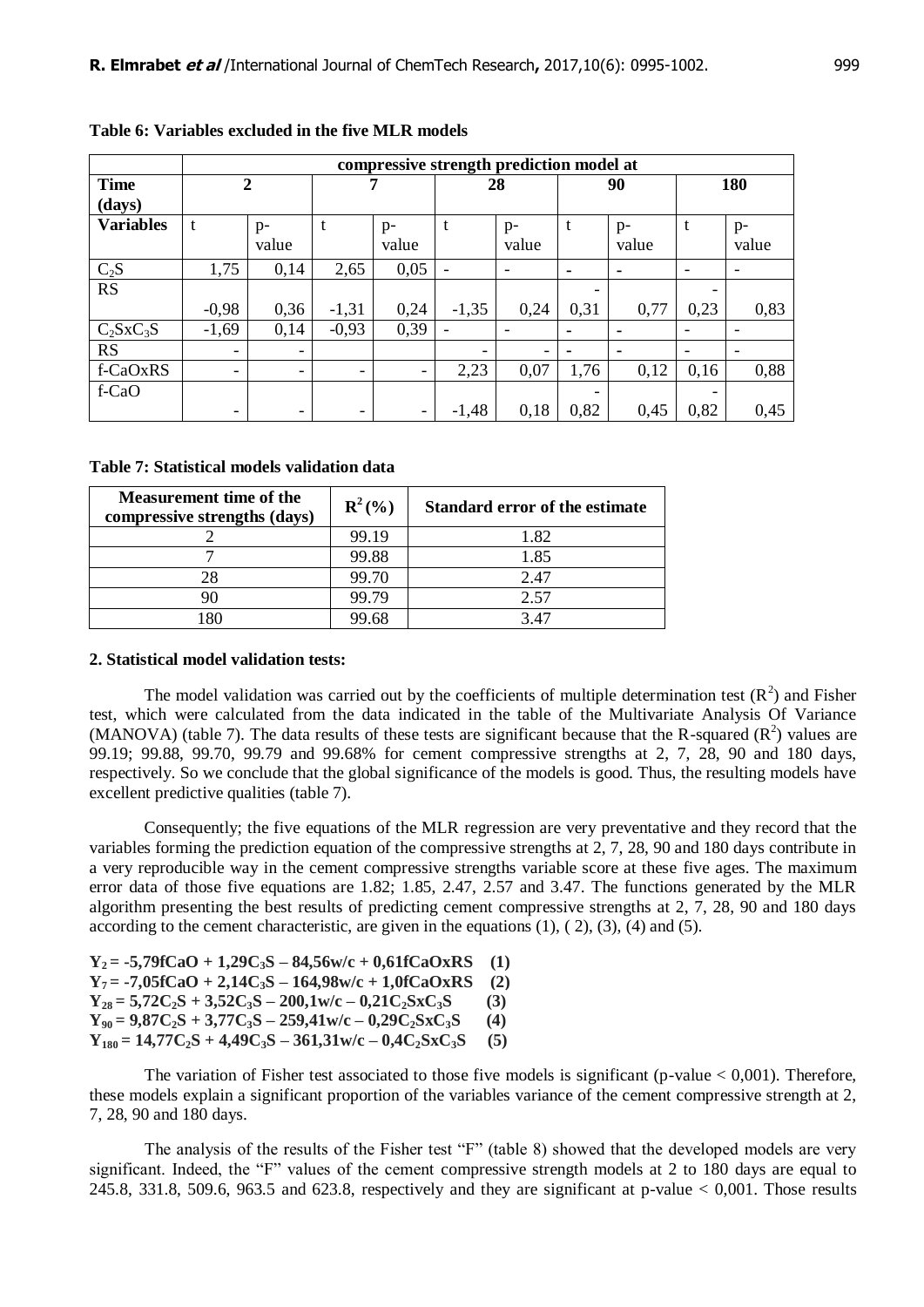**Table 6: Variables excluded in the five MLR models**

| | compressive strength prediction model at | | | | | | | | | |
|---|---|---|---|---|---|---|---|---|---|---|
| **Time (days)** | **2** | | **7** | | **28** | | **90** | | **180** | |
| **Variables** | t | p-value | t | p-value | t | p-value | t | p-value | t | p-value |
| $C_2S$ | 1,75 | 0,14 | 2,65 | 0,05 | - | - | - | - | - | - |
| RS | -0,98 | 0,36 | -1,31 | 0,24 | -1,35 | 0,24 | -0,31 | 0,77 | -0,23 | 0,83 |
| $C_2SxC_3S$ | -1,69 | 0,14 | -0,93 | 0,39 | - | - | - | - | - | - |
| RS | - | - | | | - | - | - | - | - | - |
| f-CaOxRS | - | - | - | - | 2,23 | 0,07 | 1,76 | 0,12 | 0,16 | 0,88 |
| f-CaO | - | - | - | - | -1,48 | 0,18 | -0,82 | 0,45 | -0,82 | 0,45 |

**Table 7: Statistical models validation data**

| Measurement time of the compressive strengths (days) | $R^2$(%) | Standard error of the estimate |
|---|---|---|
| 2 | 99.19 | 1.82 |
| 7 | 99.88 | 1.85 |
| 28 | 99.70 | 2.47 |
| 90 | 99.79 | 2.57 |
| 180 | 99.68 | 3.47 |

**2. Statistical model validation tests:**

The model validation was carried out by the coefficients of multiple determination test ($R^2$) and Fisher test, which were calculated from the data indicated in the table of the Multivariate Analysis Of Variance (MANOVA) (table 7). The data results of these tests are significant because that the R-squared ($R^2$) values are 99.19; 99.88, 99.70, 99.79 and 99.68% for cement compressive strengths at 2, 7, 28, 90 and 180 days, respectively. So we conclude that the global significance of the models is good. Thus, the resulting models have excellent predictive qualities (table 7).

Consequently; the five equations of the MLR regression are very preventative and they record that the variables forming the prediction equation of the compressive strengths at 2, 7, 28, 90 and 180 days contribute in a very reproducible way in the cement compressive strengths variable score at these five ages. The maximum error data of those five equations are 1.82; 1.85, 2.47, 2.57 and 3.47. The functions generated by the MLR algorithm presenting the best results of predicting cement compressive strengths at 2, 7, 28, 90 and 180 days according to the cement characteristic, are given in the equations (1), ( 2), (3), (4) and (5).

$$Y_2 = -5{,}79fCaO + 1{,}29C_3S - 84{,}56w/c + 0{,}61fCaOxRS \quad (1)$$
$$Y_7 = -7{,}05fCaO + 2{,}14C_3S - 164{,}98w/c + 1{,}0fCaOxRS \quad (2)$$
$$Y_{28} = 5{,}72C_2S + 3{,}52C_3S - 200{,}1w/c - 0{,}21C_2SxC_3S \quad (3)$$
$$Y_{90} = 9{,}87C_2S + 3{,}77C_3S - 259{,}41w/c - 0{,}29C_2SxC_3S \quad (4)$$
$$Y_{180} = 14{,}77C_2S + 4{,}49C_3S - 361{,}31w/c - 0{,}4C_2SxC_3S \quad (5)$$

The variation of Fisher test associated to those five models is significant (p-value $< 0{,}001$). Therefore, these models explain a significant proportion of the variables variance of the cement compressive strength at 2, 7, 28, 90 and 180 days.

The analysis of the results of the Fisher test "F" (table 8) showed that the developed models are very significant. Indeed, the "F" values of the cement compressive strength models at 2 to 180 days are equal to 245.8, 331.8, 509.6, 963.5 and 623.8, respectively and they are significant at p-value $< 0{,}001$. Those results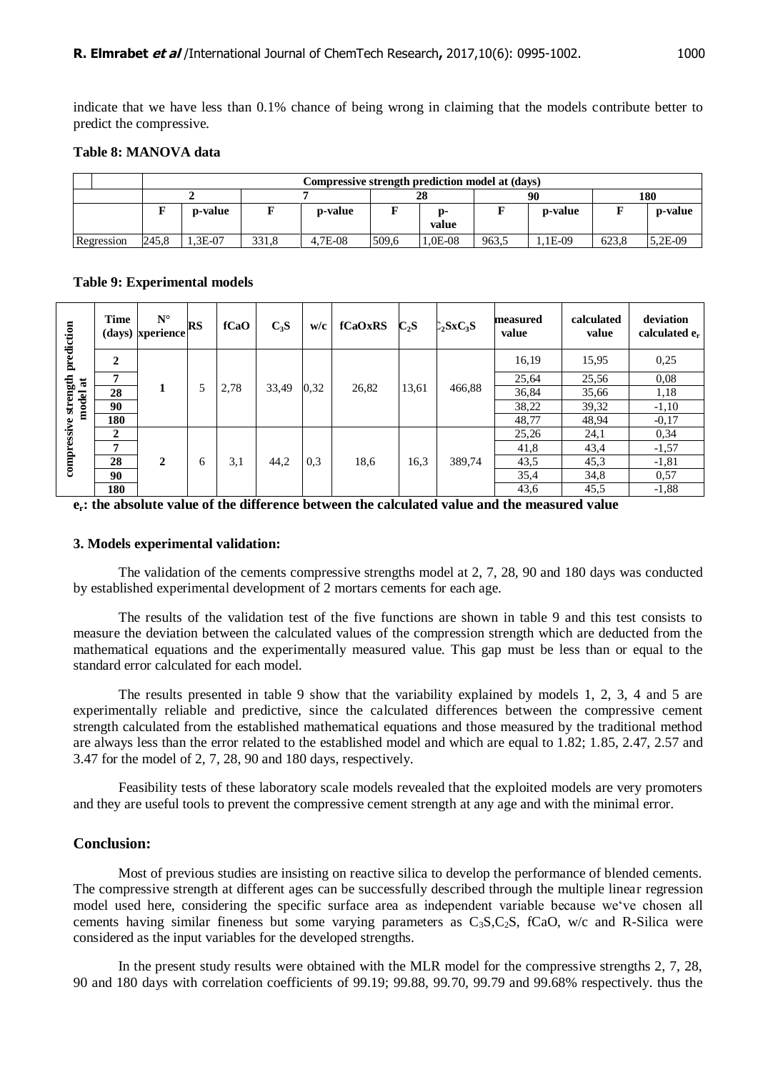indicate that we have less than 0.1% chance of being wrong in claiming that the models contribute better to predict the compressive.

**Table 8: MANOVA data**

| | Compressive strength prediction model at (days) | | | | | | | | | |
|---|---|---|---|---|---|---|---|---|---|---|
| | 2 | | 7 | | 28 | | 90 | | 180 | |
| | F | p-value | F | p-value | F | p-value | F | p-value | F | p-value |
| Regression | 245,8 | 1,3E-07 | 331,8 | 4,7E-08 | 509,6 | 1,0E-08 | 963,5 | 1,1E-09 | 623,8 | 5,2E-09 |

**Table 9: Experimental models**

| | Time (days) | N° xperience | RS | fCaO | $C_3S$ | w/c | fCaOxRS | $C_2S$ | $C_2SxC_3S$ | measured value | calculated value | deviation calculated $e_r$ |
|---|---|---|---|---|---|---|---|---|---|---|---|---|
| compressive strength prediction model at | 2 | 1 | 5 | 2,78 | 33,49 | 0,32 | 26,82 | 13,61 | 466,88 | 16,19 | 15,95 | 0,25 |
| | 7 | | | | | | | | | 25,64 | 25,56 | 0,08 |
| | 28 | | | | | | | | | 36,84 | 35,66 | 1,18 |
| | 90 | | | | | | | | | 38,22 | 39,32 | -1,10 |
| | 180 | | | | | | | | | 48,77 | 48,94 | -0,17 |
| | 2 | 2 | 6 | 3,1 | 44,2 | 0,3 | 18,6 | 16,3 | 389,74 | 25,26 | 24,1 | 0,34 |
| | 7 | | | | | | | | | 41,8 | 43,4 | -1,57 |
| | 28 | | | | | | | | | 43,5 | 45,3 | -1,81 |
| | 90 | | | | | | | | | 35,4 | 34,8 | 0,57 |
| | 180 | | | | | | | | | 43,6 | 45,5 | -1,88 |

**$e_r$: the absolute value of the difference between the calculated value and the measured value**

### 3. Models experimental validation:

The validation of the cements compressive strengths model at 2, 7, 28, 90 and 180 days was conducted by established experimental development of 2 mortars cements for each age.

The results of the validation test of the five functions are shown in table 9 and this test consists to measure the deviation between the calculated values of the compression strength which are deducted from the mathematical equations and the experimentally measured value. This gap must be less than or equal to the standard error calculated for each model.

The results presented in table 9 show that the variability explained by models 1, 2, 3, 4 and 5 are experimentally reliable and predictive, since the calculated differences between the compressive cement strength calculated from the established mathematical equations and those measured by the traditional method are always less than the error related to the established model and which are equal to 1.82; 1.85, 2.47, 2.57 and 3.47 for the model of 2, 7, 28, 90 and 180 days, respectively.

Feasibility tests of these laboratory scale models revealed that the exploited models are very promoters and they are useful tools to prevent the compressive cement strength at any age and with the minimal error.

## Conclusion:

Most of previous studies are insisting on reactive silica to develop the performance of blended cements. The compressive strength at different ages can be successfully described through the multiple linear regression model used here, considering the specific surface area as independent variable because we've chosen all cements having similar fineness but some varying parameters as $C_3S$,$C_2S$, fCaO, w/c and R-Silica were considered as the input variables for the developed strengths.

In the present study results were obtained with the MLR model for the compressive strengths 2, 7, 28, 90 and 180 days with correlation coefficients of 99.19; 99.88, 99.70, 99.79 and 99.68% respectively. thus the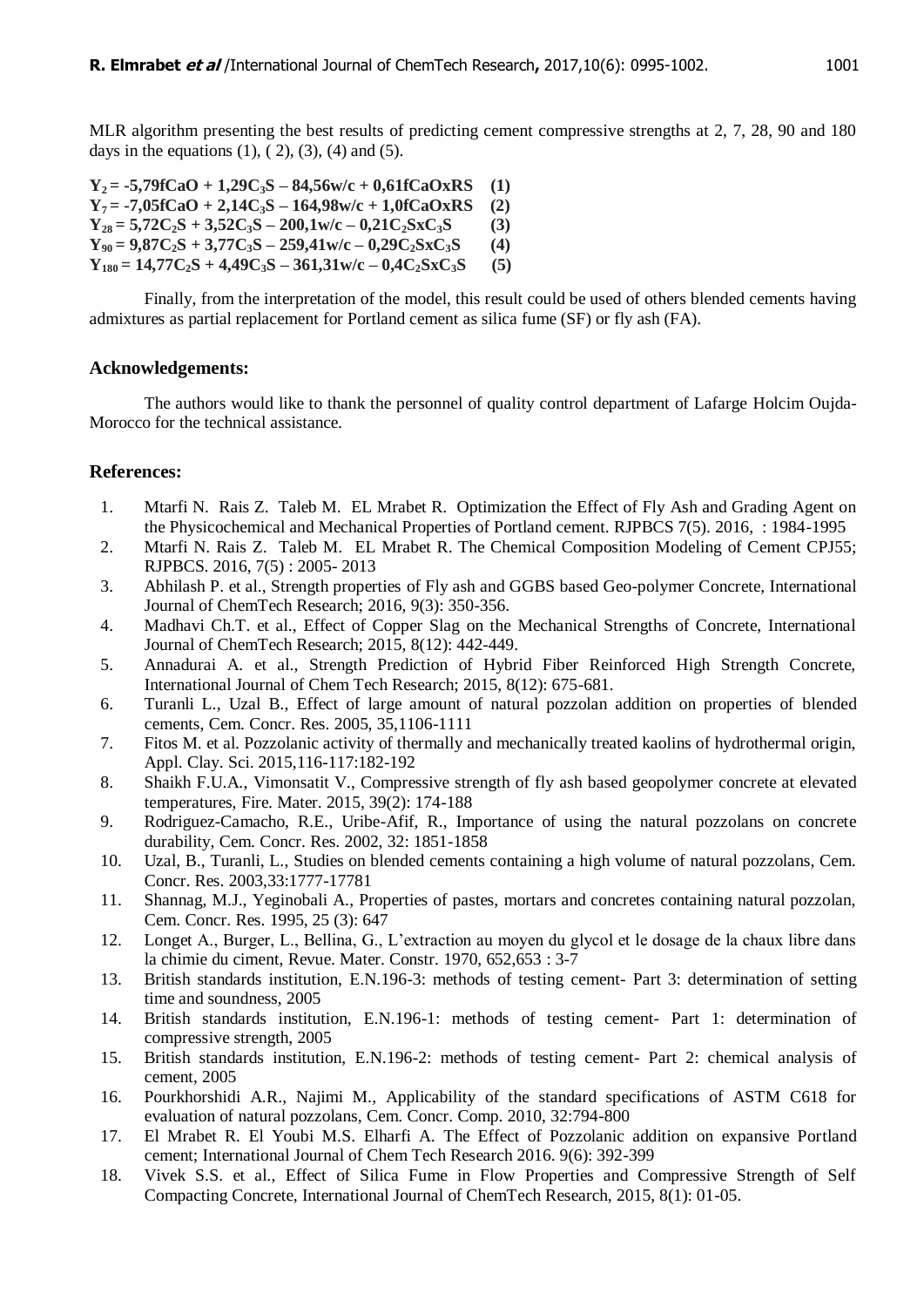MLR algorithm presenting the best results of predicting cement compressive strengths at 2, 7, 28, 90 and 180 days in the equations (1), ( 2), (3), (4) and (5).

$$Y_2 = -5{,}79fCaO + 1{,}29C_3S - 84{,}56w/c + 0{,}61fCaOxRS \quad (1)$$

$$Y_7 = -7{,}05fCaO + 2{,}14C_3S - 164{,}98w/c + 1{,}0fCaOxRS \quad (2)$$

$$Y_{28} = 5{,}72C_2S + 3{,}52C_3S - 200{,}1w/c - 0{,}21C_2SxC_3S \quad (3)$$

$$Y_{90} = 9{,}87C_2S + 3{,}77C_3S - 259{,}41w/c - 0{,}29C_2SxC_3S \quad (4)$$

$$Y_{180} = 14{,}77C_2S + 4{,}49C_3S - 361{,}31w/c - 0{,}4C_2SxC_3S \quad (5)$$

Finally, from the interpretation of the model, this result could be used of others blended cements having admixtures as partial replacement for Portland cement as silica fume (SF) or fly ash (FA).

## Acknowledgements:

The authors would like to thank the personnel of quality control department of Lafarge Holcim Oujda-Morocco for the technical assistance.

## References:

1. Mtarfi N. Rais Z. Taleb M. EL Mrabet R. Optimization the Effect of Fly Ash and Grading Agent on the Physicochemical and Mechanical Properties of Portland cement. RJPBCS 7(5). 2016, : 1984-1995
2. Mtarfi N. Rais Z. Taleb M. EL Mrabet R. The Chemical Composition Modeling of Cement CPJ55; RJPBCS. 2016, 7(5) : 2005- 2013
3. Abhilash P. et al., Strength properties of Fly ash and GGBS based Geo-polymer Concrete, International Journal of ChemTech Research; 2016, 9(3): 350-356.
4. Madhavi Ch.T. et al., Effect of Copper Slag on the Mechanical Strengths of Concrete, International Journal of ChemTech Research; 2015, 8(12): 442-449.
5. Annadurai A. et al., Strength Prediction of Hybrid Fiber Reinforced High Strength Concrete, International Journal of Chem Tech Research; 2015, 8(12): 675-681.
6. Turanli L., Uzal B., Effect of large amount of natural pozzolan addition on properties of blended cements, Cem. Concr. Res. 2005, 35,1106-1111
7. Fitos M. et al. Pozzolanic activity of thermally and mechanically treated kaolins of hydrothermal origin, Appl. Clay. Sci. 2015,116-117:182-192
8. Shaikh F.U.A., Vimonsatit V., Compressive strength of fly ash based geopolymer concrete at elevated temperatures, Fire. Mater. 2015, 39(2): 174-188
9. Rodriguez-Camacho, R.E., Uribe-Afif, R., Importance of using the natural pozzolans on concrete durability, Cem. Concr. Res. 2002, 32: 1851-1858
10. Uzal, B., Turanli, L., Studies on blended cements containing a high volume of natural pozzolans, Cem. Concr. Res. 2003,33:1777-17781
11. Shannag, M.J., Yeginobali A., Properties of pastes, mortars and concretes containing natural pozzolan, Cem. Concr. Res. 1995, 25 (3): 647
12. Longet A., Burger, L., Bellina, G., L'extraction au moyen du glycol et le dosage de la chaux libre dans la chimie du ciment, Revue. Mater. Constr. 1970, 652,653 : 3-7
13. British standards institution, E.N.196-3: methods of testing cement- Part 3: determination of setting time and soundness, 2005
14. British standards institution, E.N.196-1: methods of testing cement- Part 1: determination of compressive strength, 2005
15. British standards institution, E.N.196-2: methods of testing cement- Part 2: chemical analysis of cement, 2005
16. Pourkhorshidi A.R., Najimi M., Applicability of the standard specifications of ASTM C618 for evaluation of natural pozzolans, Cem. Concr. Comp. 2010, 32:794-800
17. El Mrabet R. El Youbi M.S. Elharfi A. The Effect of Pozzolanic addition on expansive Portland cement; International Journal of Chem Tech Research 2016. 9(6): 392-399
18. Vivek S.S. et al., Effect of Silica Fume in Flow Properties and Compressive Strength of Self Compacting Concrete, International Journal of ChemTech Research, 2015, 8(1): 01-05.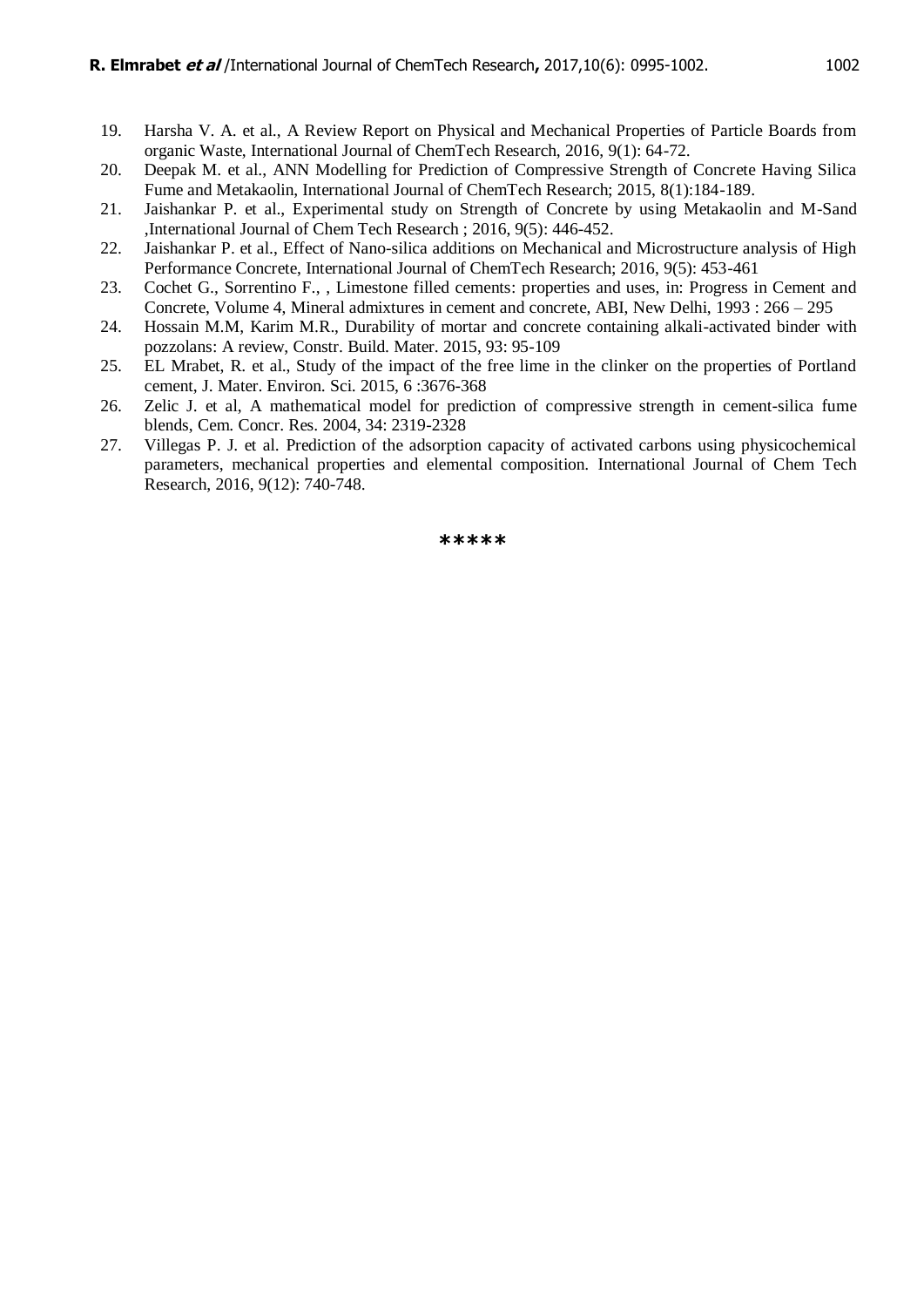19. Harsha V. A. et al., A Review Report on Physical and Mechanical Properties of Particle Boards from organic Waste, International Journal of ChemTech Research, 2016, 9(1): 64-72.
20. Deepak M. et al., ANN Modelling for Prediction of Compressive Strength of Concrete Having Silica Fume and Metakaolin, International Journal of ChemTech Research; 2015, 8(1):184-189.
21. Jaishankar P. et al., Experimental study on Strength of Concrete by using Metakaolin and M-Sand ,International Journal of Chem Tech Research ; 2016, 9(5): 446-452.
22. Jaishankar P. et al., Effect of Nano-silica additions on Mechanical and Microstructure analysis of High Performance Concrete, International Journal of ChemTech Research; 2016, 9(5): 453-461
23. Cochet G., Sorrentino F., , Limestone filled cements: properties and uses, in: Progress in Cement and Concrete, Volume 4, Mineral admixtures in cement and concrete, ABI, New Delhi, 1993 : 266 – 295
24. Hossain M.M, Karim M.R., Durability of mortar and concrete containing alkali-activated binder with pozzolans: A review, Constr. Build. Mater. 2015, 93: 95-109
25. EL Mrabet, R. et al., Study of the impact of the free lime in the clinker on the properties of Portland cement, J. Mater. Environ. Sci. 2015, 6 :3676-368
26. Zelic J. et al, A mathematical model for prediction of compressive strength in cement-silica fume blends, Cem. Concr. Res. 2004, 34: 2319-2328
27. Villegas P. J. et al. Prediction of the adsorption capacity of activated carbons using physicochemical parameters, mechanical properties and elemental composition. International Journal of Chem Tech Research, 2016, 9(12): 740-748.

*****